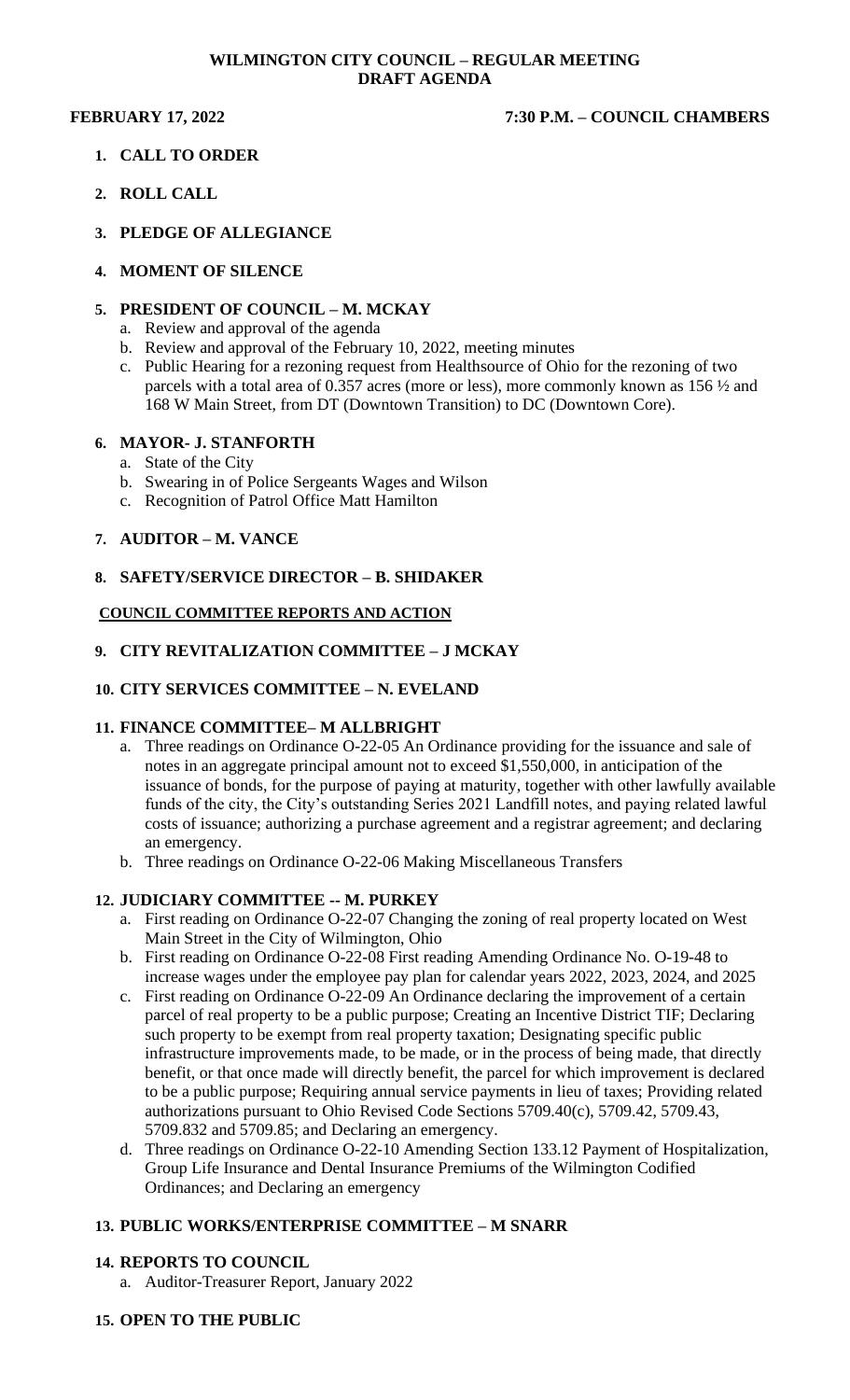# WILMINGTON CITY COUNCIL – REGULAR MEETING
## DRAFT AGENDA

**FEBRUARY 17, 2022** **7:30 P.M. – COUNCIL CHAMBERS**

1. **CALL TO ORDER**

2. **ROLL CALL**

3. **PLEDGE OF ALLEGIANCE**

4. **MOMENT OF SILENCE**

5. **PRESIDENT OF COUNCIL – M. MCKAY**
   a. Review and approval of the agenda
   b. Review and approval of the February 10, 2022, meeting minutes
   c. Public Hearing for a rezoning request from Healthsource of Ohio for the rezoning of two parcels with a total area of 0.357 acres (more or less), more commonly known as 156 ½ and 168 W Main Street, from DT (Downtown Transition) to DC (Downtown Core).

6. **MAYOR- J. STANFORTH**
   a. State of the City
   b. Swearing in of Police Sergeants Wages and Wilson
   c. Recognition of Patrol Office Matt Hamilton

7. **AUDITOR – M. VANCE**

8. **SAFETY/SERVICE DIRECTOR – B. SHIDAKER**

**COUNCIL COMMITTEE REPORTS AND ACTION**

9. **CITY REVITALIZATION COMMITTEE – J MCKAY**

10. **CITY SERVICES COMMITTEE – N. EVELAND**

11. **FINANCE COMMITTEE– M ALLBRIGHT**
    a. Three readings on Ordinance O-22-05 An Ordinance providing for the issuance and sale of notes in an aggregate principal amount not to exceed $1,550,000, in anticipation of the issuance of bonds, for the purpose of paying at maturity, together with other lawfully available funds of the city, the City's outstanding Series 2021 Landfill notes, and paying related lawful costs of issuance; authorizing a purchase agreement and a registrar agreement; and declaring an emergency.
    b. Three readings on Ordinance O-22-06 Making Miscellaneous Transfers

12. **JUDICIARY COMMITTEE -- M. PURKEY**
    a. First reading on Ordinance O-22-07 Changing the zoning of real property located on West Main Street in the City of Wilmington, Ohio
    b. First reading on Ordinance O-22-08 First reading Amending Ordinance No. O-19-48 to increase wages under the employee pay plan for calendar years 2022, 2023, 2024, and 2025
    c. First reading on Ordinance O-22-09 An Ordinance declaring the improvement of a certain parcel of real property to be a public purpose; Creating an Incentive District TIF; Declaring such property to be exempt from real property taxation; Designating specific public infrastructure improvements made, to be made, or in the process of being made, that directly benefit, or that once made will directly benefit, the parcel for which improvement is declared to be a public purpose; Requiring annual service payments in lieu of taxes; Providing related authorizations pursuant to Ohio Revised Code Sections 5709.40(c), 5709.42, 5709.43, 5709.832 and 5709.85; and Declaring an emergency.
    d. Three readings on Ordinance O-22-10 Amending Section 133.12 Payment of Hospitalization, Group Life Insurance and Dental Insurance Premiums of the Wilmington Codified Ordinances; and Declaring an emergency

13. **PUBLIC WORKS/ENTERPRISE COMMITTEE – M SNARR**

14. **REPORTS TO COUNCIL**
    a. Auditor-Treasurer Report, January 2022

15. **OPEN TO THE PUBLIC**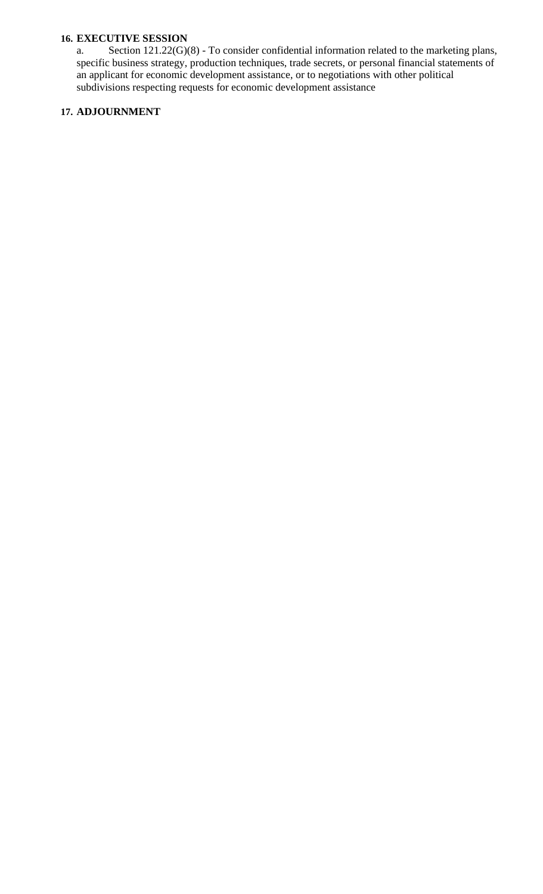**16. EXECUTIVE SESSION**

a. Section 121.22(G)(8) - To consider confidential information related to the marketing plans, specific business strategy, production techniques, trade secrets, or personal financial statements of an applicant for economic development assistance, or to negotiations with other political subdivisions respecting requests for economic development assistance

**17. ADJOURNMENT**